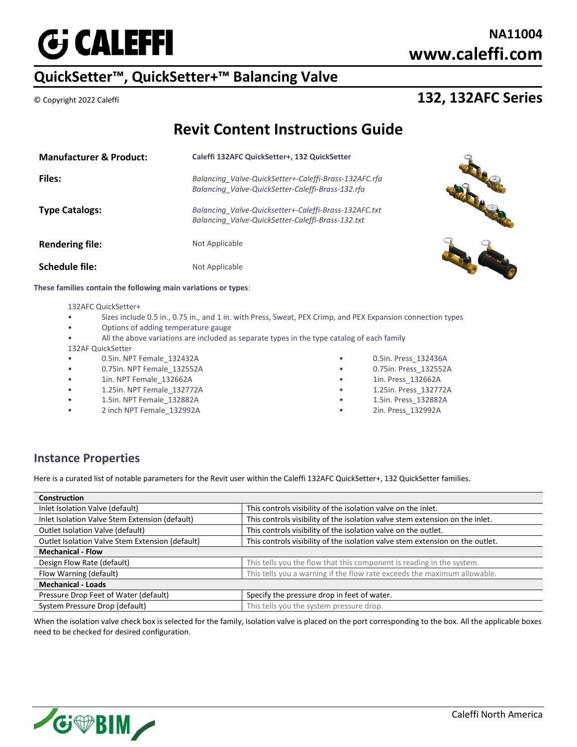# CALEFFI

**NA11004**
**www.caleffi.com**

## QuickSetter™, QuickSetter+™ Balancing Valve

© Copyright 2022 Caleffi

## 132, 132AFC Series

# Revit Content Instructions Guide

| | |
|---|---|
| **Manufacturer & Product:** | **Caleffi 132AFC QuickSetter+, 132 QuickSetter** |
| **Files:** | *Balancing_Valve-QuickSetter+-Caleffi-Brass-132AFC.rfa*<br>*Balancing_Valve-QuickSetter-Caleffi-Brass-132.rfa* |
| **Type Catalogs:** | *Balancing_Valve-Quicksetter+-Caleffi-Brass-132AFC.txt*<br>*Balancing_Valve-QuickSetter-Caleffi-Brass-132.txt* |
| **Rendering file:** | Not Applicable |
| **Schedule file:** | Not Applicable |

**These families contain the following main variations or types**:

132AFC QuickSetter+

- Sizes include 0.5 in., 0.75 in., and 1 in. with Press, Sweat, PEX Crimp, and PEX Expansion connection types
- Options of adding temperature gauge
- All the above variations are included as separate types in the type catalog of each family

132AF QuickSetter

- 0.5in. NPT Female_132432A
- 0.75in. NPT Female_132552A
- 1in. NPT Female_132662A
- 1.25in. NPT Female_132772A
- 1.5in. NPT Female_132882A
- 2 inch NPT Female_132992A
- 0.5in. Press_132436A
- 0.75in. Press_132552A
- 1in. Press_132662A
- 1.25in. Press_132772A
- 1.5in. Press_132882A
- 2in. Press_132992A

## Instance Properties

Here is a curated list of notable parameters for the Revit user within the Caleffi 132AFC QuickSetter+, 132 QuickSetter families.

| **Construction** | |
|---|---|
| Inlet Isolation Valve (default) | This controls visibility of the isolation valve on the inlet. |
| Inlet Isolation Valve Stem Extension (default) | This controls visibility of the isolation valve stem extension on the inlet. |
| Outlet Isolation Valve (default) | This controls visibility of the isolation valve on the outlet. |
| Outlet Isolation Valve Stem Extension (default) | This controls visibility of the isolation valve stem extension on the outlet. |
| **Mechanical - Flow** | |
| Design Flow Rate (default) | This tells you the flow that this component is reading in the system. |
| Flow Warning (default) | This tells you a warning if the flow rate exceeds the maximum allowable. |
| **Mechanical - Loads** | |
| Pressure Drop Feet of Water (default) | Specify the pressure drop in feet of water. |
| System Pressure Drop (default) | This tells you the system pressure drop. |

When the isolation valve check box is selected for the family, isolation valve is placed on the port corresponding to the box. All the applicable boxes need to be checked for desired configuration.

Caleffi North America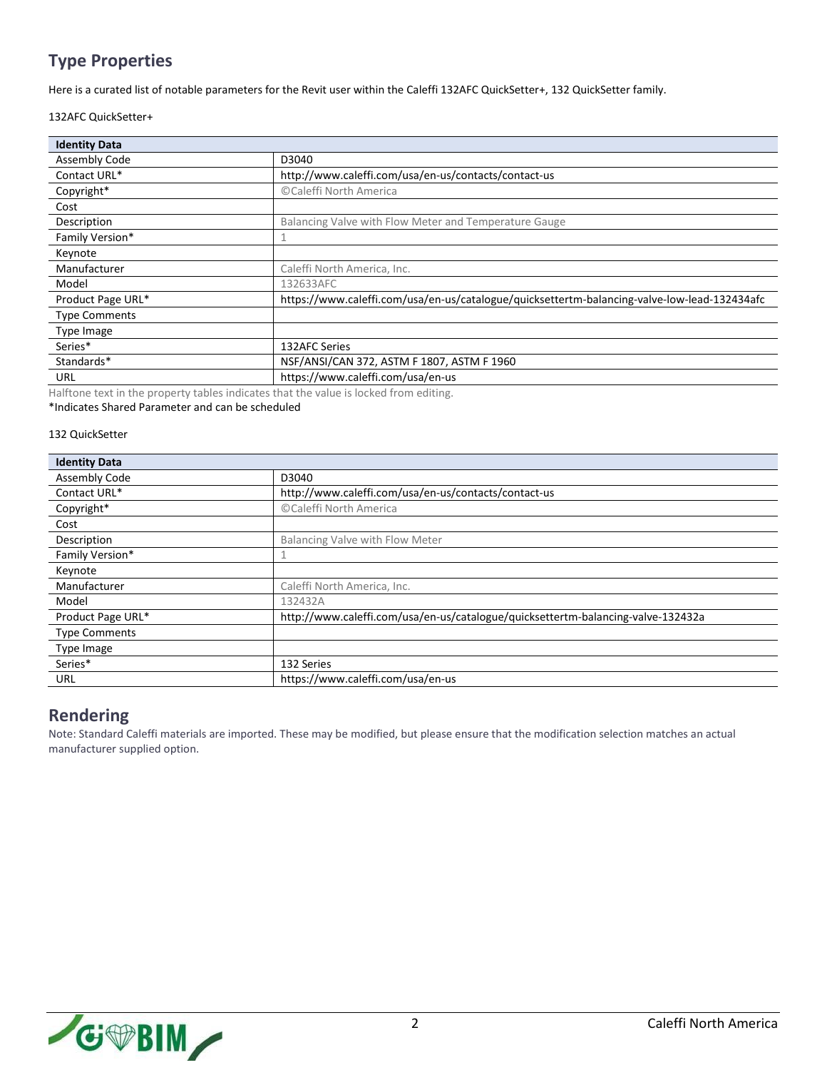## Type Properties

Here is a curated list of notable parameters for the Revit user within the Caleffi 132AFC QuickSetter+, 132 QuickSetter family.

132AFC QuickSetter+

| Identity Data | |
|---|---|
| Assembly Code | D3040 |
| Contact URL* | http://www.caleffi.com/usa/en-us/contacts/contact-us |
| Copyright* | ©Caleffi North America |
| Cost | |
| Description | Balancing Valve with Flow Meter and Temperature Gauge |
| Family Version* | 1 |
| Keynote | |
| Manufacturer | Caleffi North America, Inc. |
| Model | 132633AFC |
| Product Page URL* | https://www.caleffi.com/usa/en-us/catalogue/quicksettertm-balancing-valve-low-lead-132434afc |
| Type Comments | |
| Type Image | |
| Series* | 132AFC Series |
| Standards* | NSF/ANSI/CAN 372, ASTM F 1807, ASTM F 1960 |
| URL | https://www.caleffi.com/usa/en-us |

Halftone text in the property tables indicates that the value is locked from editing.
*Indicates Shared Parameter and can be scheduled

132 QuickSetter

| Identity Data | |
|---|---|
| Assembly Code | D3040 |
| Contact URL* | http://www.caleffi.com/usa/en-us/contacts/contact-us |
| Copyright* | ©Caleffi North America |
| Cost | |
| Description | Balancing Valve with Flow Meter |
| Family Version* | 1 |
| Keynote | |
| Manufacturer | Caleffi North America, Inc. |
| Model | 132432A |
| Product Page URL* | http://www.caleffi.com/usa/en-us/catalogue/quicksettertm-balancing-valve-132432a |
| Type Comments | |
| Type Image | |
| Series* | 132 Series |
| URL | https://www.caleffi.com/usa/en-us |

## Rendering

Note: Standard Caleffi materials are imported. These may be modified, but please ensure that the modification selection matches an actual manufacturer supplied option.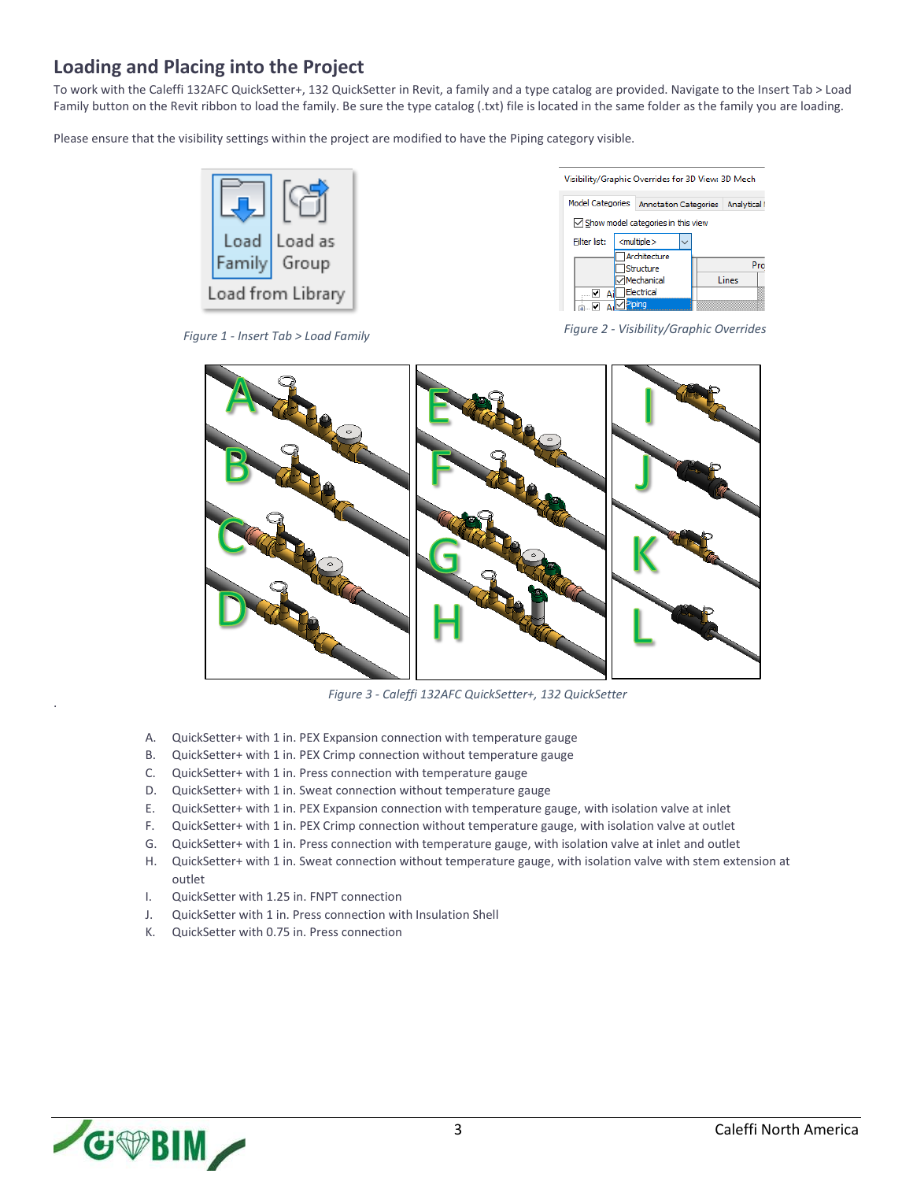## Loading and Placing into the Project

To work with the Caleffi 132AFC QuickSetter+, 132 QuickSetter in Revit, a family and a type catalog are provided. Navigate to the Insert Tab > Load Family button on the Revit ribbon to load the family. Be sure the type catalog (.txt) file is located in the same folder as the family you are loading.

Please ensure that the visibility settings within the project are modified to have the Piping category visible.

*Figure 1 - Insert Tab > Load Family*

*Figure 2 - Visibility/Graphic Overrides*

*Figure 3 - Caleffi 132AFC QuickSetter+, 132 QuickSetter*

A. QuickSetter+ with 1 in. PEX Expansion connection with temperature gauge
B. QuickSetter+ with 1 in. PEX Crimp connection without temperature gauge
C. QuickSetter+ with 1 in. Press connection with temperature gauge
D. QuickSetter+ with 1 in. Sweat connection without temperature gauge
E. QuickSetter+ with 1 in. PEX Expansion connection with temperature gauge, with isolation valve at inlet
F. QuickSetter+ with 1 in. PEX Crimp connection without temperature gauge, with isolation valve at outlet
G. QuickSetter+ with 1 in. Press connection with temperature gauge, with isolation valve at inlet and outlet
H. QuickSetter+ with 1 in. Sweat connection without temperature gauge, with isolation valve with stem extension at outlet
I. QuickSetter with 1.25 in. FNPT connection
J. QuickSetter with 1 in. Press connection with Insulation Shell
K. QuickSetter with 0.75 in. Press connection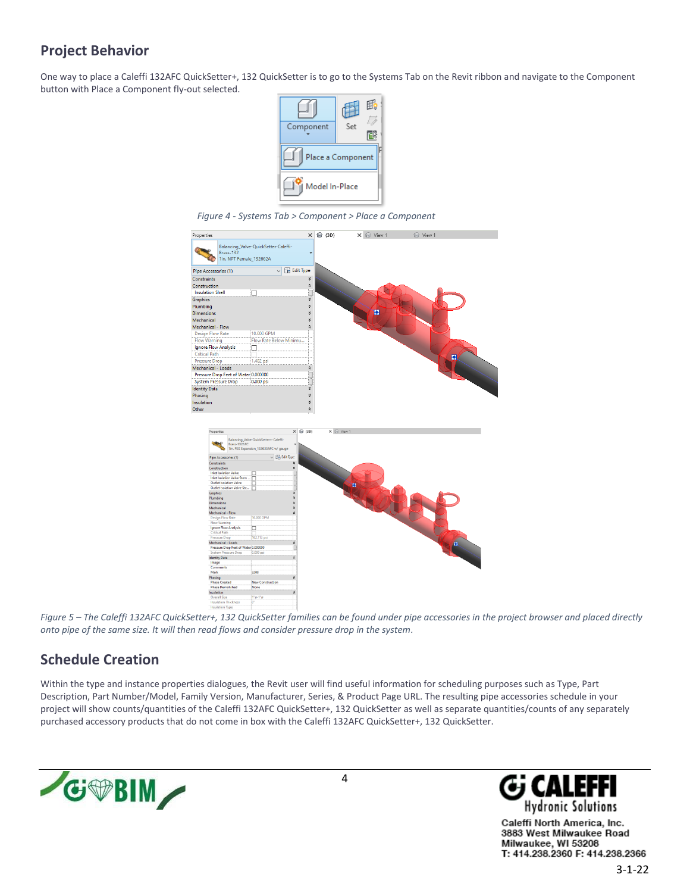## Project Behavior

One way to place a Caleffi 132AFC QuickSetter+, 132 QuickSetter is to go to the Systems Tab on the Revit ribbon and navigate to the Component button with Place a Component fly-out selected.

*Figure 4 - Systems Tab > Component > Place a Component*

*Figure 5 – The Caleffi 132AFC QuickSetter+, 132 QuickSetter families can be found under pipe accessories in the project browser and placed directly onto pipe of the same size. It will then read flows and consider pressure drop in the system.*

## Schedule Creation

Within the type and instance properties dialogues, the Revit user will find useful information for scheduling purposes such as Type, Part Description, Part Number/Model, Family Version, Manufacturer, Series, & Product Page URL. The resulting pipe accessories schedule in your project will show counts/quantities of the Caleffi 132AFC QuickSetter+, 132 QuickSetter as well as separate quantities/counts of any separately purchased accessory products that do not come in box with the Caleffi 132AFC QuickSetter+, 132 QuickSetter.

Caleffi North America, Inc.
3883 West Milwaukee Road
Milwaukee, WI 53208
T: 414.238.2360 F: 414.238.2366

3-1-22